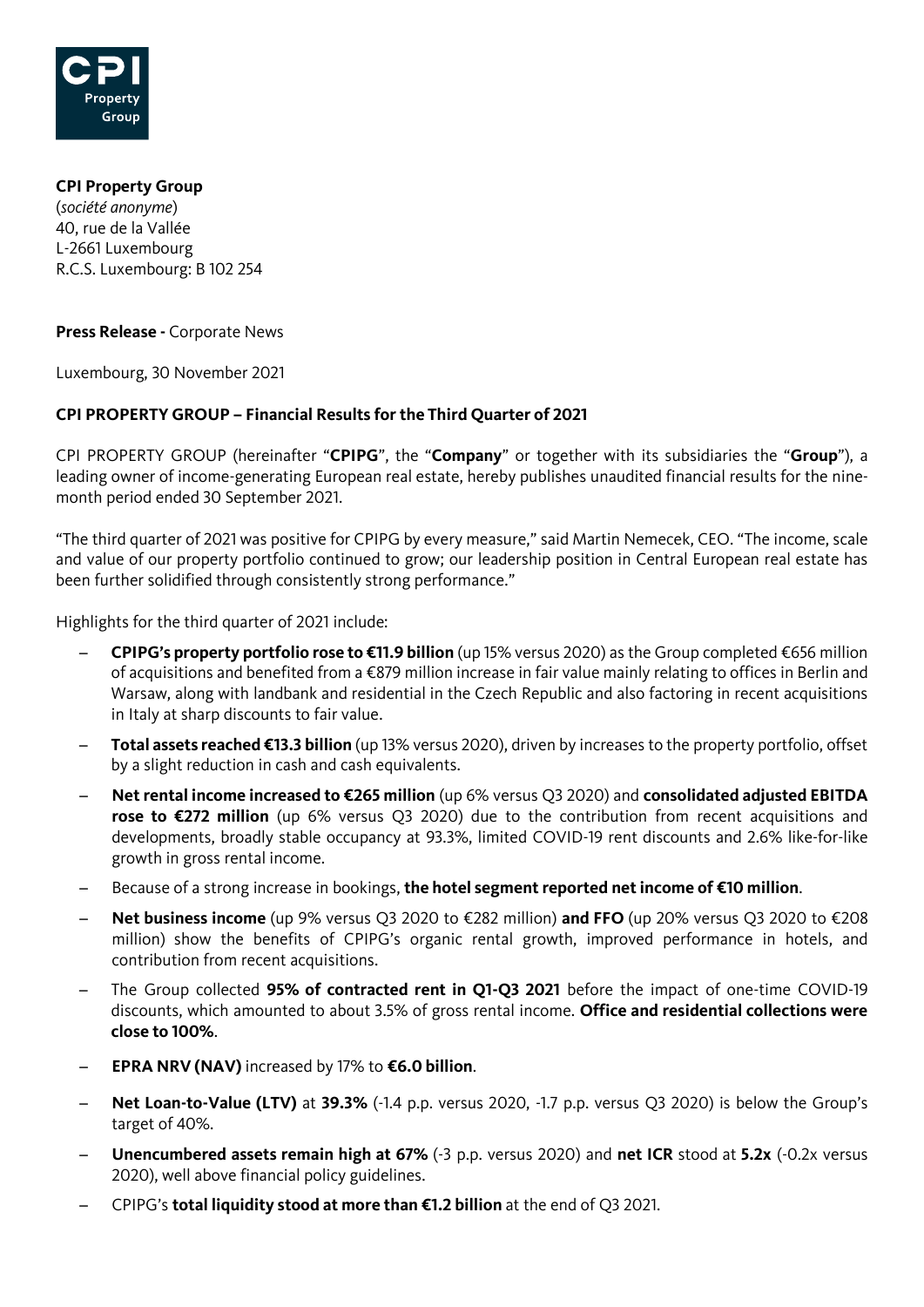**CPI Property Group**
(*société anonyme*)
40, rue de la Vallée
L-2661 Luxembourg
R.C.S. Luxembourg: B 102 254

**Press Release -** Corporate News

Luxembourg, 30 November 2021

**CPI PROPERTY GROUP – Financial Results for the Third Quarter of 2021**

CPI PROPERTY GROUP (hereinafter "**CPIPG**", the "**Company**" or together with its subsidiaries the "**Group**"), a leading owner of income-generating European real estate, hereby publishes unaudited financial results for the nine-month period ended 30 September 2021.

"The third quarter of 2021 was positive for CPIPG by every measure," said Martin Nemecek, CEO. "The income, scale and value of our property portfolio continued to grow; our leadership position in Central European real estate has been further solidified through consistently strong performance."

Highlights for the third quarter of 2021 include:

- **CPIPG's property portfolio rose to €11.9 billion** (up 15% versus 2020) as the Group completed €656 million of acquisitions and benefited from a €879 million increase in fair value mainly relating to offices in Berlin and Warsaw, along with landbank and residential in the Czech Republic and also factoring in recent acquisitions in Italy at sharp discounts to fair value.
- **Total assets reached €13.3 billion** (up 13% versus 2020), driven by increases to the property portfolio, offset by a slight reduction in cash and cash equivalents.
- **Net rental income increased to €265 million** (up 6% versus Q3 2020) and **consolidated adjusted EBITDA rose to €272 million** (up 6% versus Q3 2020) due to the contribution from recent acquisitions and developments, broadly stable occupancy at 93.3%, limited COVID-19 rent discounts and 2.6% like-for-like growth in gross rental income.
- Because of a strong increase in bookings, **the hotel segment reported net income of €10 million**.
- **Net business income** (up 9% versus Q3 2020 to €282 million) **and FFO** (up 20% versus Q3 2020 to €208 million) show the benefits of CPIPG's organic rental growth, improved performance in hotels, and contribution from recent acquisitions.
- The Group collected **95% of contracted rent in Q1-Q3 2021** before the impact of one-time COVID-19 discounts, which amounted to about 3.5% of gross rental income. **Office and residential collections were close to 100%**.
- **EPRA NRV (NAV)** increased by 17% to **€6.0 billion**.
- **Net Loan-to-Value (LTV)** at **39.3%** (-1.4 p.p. versus 2020, -1.7 p.p. versus Q3 2020) is below the Group's target of 40%.
- **Unencumbered assets remain high at 67%** (-3 p.p. versus 2020) and **net ICR** stood at **5.2x** (-0.2x versus 2020), well above financial policy guidelines.
- CPIPG's **total liquidity stood at more than €1.2 billion** at the end of Q3 2021.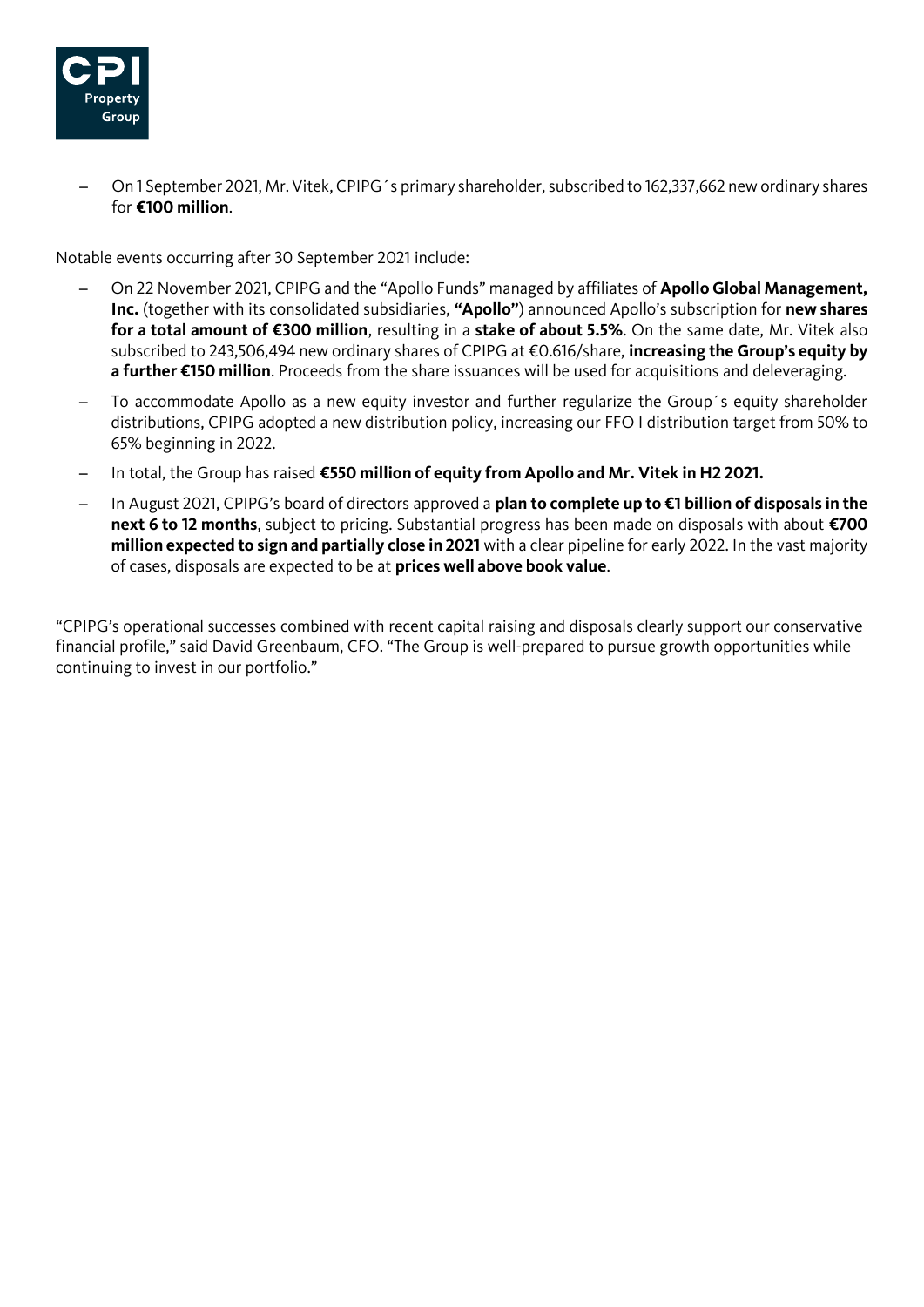- On 1 September 2021, Mr. Vitek, CPIPG´s primary shareholder, subscribed to 162,337,662 new ordinary shares for **€100 million**.

Notable events occurring after 30 September 2021 include:

- On 22 November 2021, CPIPG and the "Apollo Funds" managed by affiliates of **Apollo Global Management, Inc.** (together with its consolidated subsidiaries, **"Apollo"**) announced Apollo's subscription for **new shares for a total amount of €300 million**, resulting in a **stake of about 5.5%**. On the same date, Mr. Vitek also subscribed to 243,506,494 new ordinary shares of CPIPG at €0.616/share, **increasing the Group's equity by a further €150 million**. Proceeds from the share issuances will be used for acquisitions and deleveraging.
- To accommodate Apollo as a new equity investor and further regularize the Group´s equity shareholder distributions, CPIPG adopted a new distribution policy, increasing our FFO I distribution target from 50% to 65% beginning in 2022.
- In total, the Group has raised **€550 million of equity from Apollo and Mr. Vitek in H2 2021.**
- In August 2021, CPIPG's board of directors approved a **plan to complete up to €1 billion of disposals in the next 6 to 12 months**, subject to pricing. Substantial progress has been made on disposals with about **€700 million expected to sign and partially close in 2021** with a clear pipeline for early 2022. In the vast majority of cases, disposals are expected to be at **prices well above book value**.

"CPIPG's operational successes combined with recent capital raising and disposals clearly support our conservative financial profile," said David Greenbaum, CFO. "The Group is well-prepared to pursue growth opportunities while continuing to invest in our portfolio."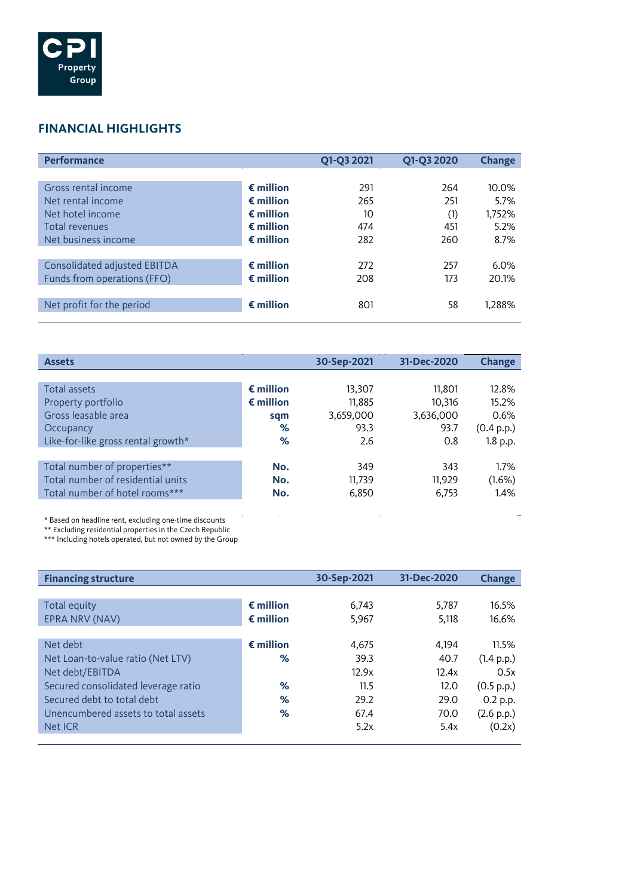CPI Property Group

## FINANCIAL HIGHLIGHTS

| Performance | | Q1-Q3 2021 | Q1-Q3 2020 | Change |
|---|---|---|---|---|
| Gross rental income | € million | 291 | 264 | 10.0% |
| Net rental income | € million | 265 | 251 | 5.7% |
| Net hotel income | € million | 10 | (1) | 1,752% |
| Total revenues | € million | 474 | 451 | 5.2% |
| Net business income | € million | 282 | 260 | 8.7% |
| Consolidated adjusted EBITDA | € million | 272 | 257 | 6.0% |
| Funds from operations (FFO) | € million | 208 | 173 | 20.1% |
| Net profit for the period | € million | 801 | 58 | 1,288% |

| Assets | | 30-Sep-2021 | 31-Dec-2020 | Change |
|---|---|---|---|---|
| Total assets | € million | 13,307 | 11,801 | 12.8% |
| Property portfolio | € million | 11,885 | 10,316 | 15.2% |
| Gross leasable area | sqm | 3,659,000 | 3,636,000 | 0.6% |
| Occupancy | % | 93.3 | 93.7 | (0.4 p.p.) |
| Like-for-like gross rental growth* | % | 2.6 | 0.8 | 1.8 p.p. |
| Total number of properties** | No. | 349 | 343 | 1.7% |
| Total number of residential units | No. | 11,739 | 11,929 | (1.6%) |
| Total number of hotel rooms*** | No. | 6,850 | 6,753 | 1.4% |

\* Based on headline rent, excluding one-time discounts
** Excluding residential properties in the Czech Republic
*** Including hotels operated, but not owned by the Group

| Financing structure | | 30-Sep-2021 | 31-Dec-2020 | Change |
|---|---|---|---|---|
| Total equity | € million | 6,743 | 5,787 | 16.5% |
| EPRA NRV (NAV) | € million | 5,967 | 5,118 | 16.6% |
| Net debt | € million | 4,675 | 4,194 | 11.5% |
| Net Loan-to-value ratio (Net LTV) | % | 39.3 | 40.7 | (1.4 p.p.) |
| Net debt/EBITDA | | 12.9x | 12.4x | 0.5x |
| Secured consolidated leverage ratio | % | 11.5 | 12.0 | (0.5 p.p.) |
| Secured debt to total debt | % | 29.2 | 29.0 | 0.2 p.p. |
| Unencumbered assets to total assets | % | 67.4 | 70.0 | (2.6 p.p.) |
| Net ICR | | 5.2x | 5.4x | (0.2x) |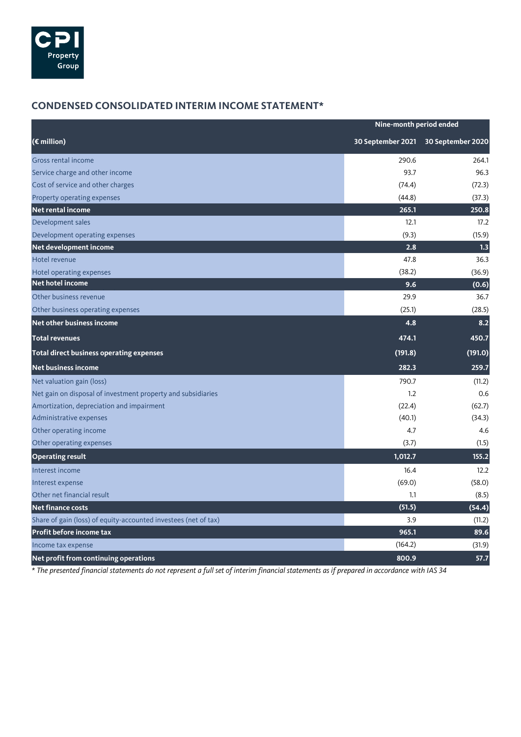## CONDENSED CONSOLIDATED INTERIM INCOME STATEMENT*

| (€ million) | Nine-month period ended 30 September 2021 | Nine-month period ended 30 September 2020 |
|---|---|---|
| Gross rental income | 290.6 | 264.1 |
| Service charge and other income | 93.7 | 96.3 |
| Cost of service and other charges | (74.4) | (72.3) |
| Property operating expenses | (44.8) | (37.3) |
| **Net rental income** | **265.1** | **250.8** |
| Development sales | 12.1 | 17.2 |
| Development operating expenses | (9.3) | (15.9) |
| **Net development income** | **2.8** | **1.3** |
| Hotel revenue | 47.8 | 36.3 |
| Hotel operating expenses | (38.2) | (36.9) |
| **Net hotel income** | **9.6** | **(0.6)** |
| Other business revenue | 29.9 | 36.7 |
| Other business operating expenses | (25.1) | (28.5) |
| **Net other business income** | **4.8** | **8.2** |
| **Total revenues** | **474.1** | **450.7** |
| **Total direct business operating expenses** | **(191.8)** | **(191.0)** |
| **Net business income** | **282.3** | **259.7** |
| Net valuation gain (loss) | 790.7 | (11.2) |
| Net gain on disposal of investment property and subsidiaries | 1.2 | 0.6 |
| Amortization, depreciation and impairment | (22.4) | (62.7) |
| Administrative expenses | (40.1) | (34.3) |
| Other operating income | 4.7 | 4.6 |
| Other operating expenses | (3.7) | (1.5) |
| **Operating result** | **1,012.7** | **155.2** |
| Interest income | 16.4 | 12.2 |
| Interest expense | (69.0) | (58.0) |
| Other net financial result | 1.1 | (8.5) |
| **Net finance costs** | **(51.5)** | **(54.4)** |
| Share of gain (loss) of equity-accounted investees (net of tax) | 3.9 | (11.2) |
| **Profit before income tax** | **965.1** | **89.6** |
| Income tax expense | (164.2) | (31.9) |
| **Net profit from continuing operations** | **800.9** | **57.7** |

*\* The presented financial statements do not represent a full set of interim financial statements as if prepared in accordance with IAS 34*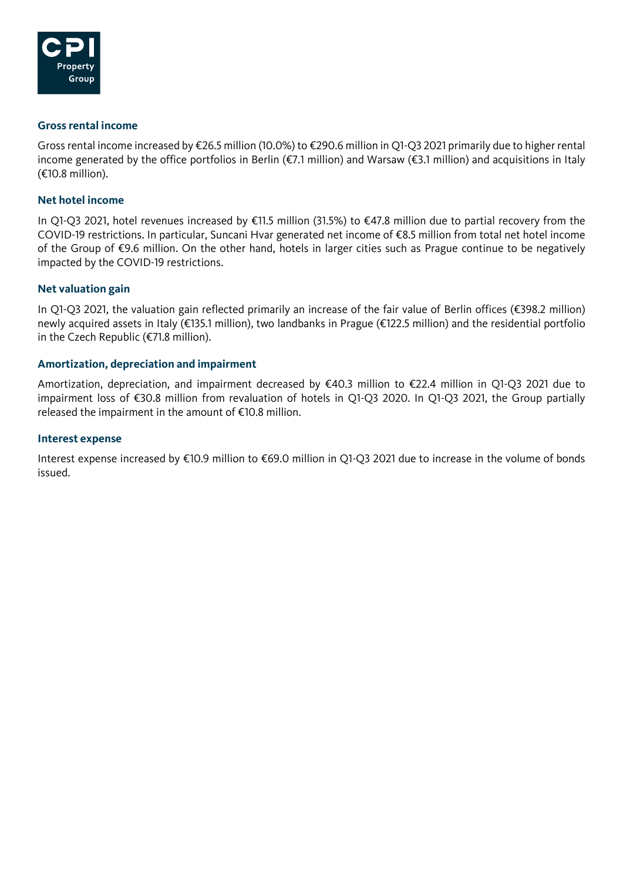### Gross rental income

Gross rental income increased by €26.5 million (10.0%) to €290.6 million in Q1-Q3 2021 primarily due to higher rental income generated by the office portfolios in Berlin (€7.1 million) and Warsaw (€3.1 million) and acquisitions in Italy (€10.8 million).

### Net hotel income

In Q1-Q3 2021, hotel revenues increased by €11.5 million (31.5%) to €47.8 million due to partial recovery from the COVID-19 restrictions. In particular, Suncani Hvar generated net income of €8.5 million from total net hotel income of the Group of €9.6 million. On the other hand, hotels in larger cities such as Prague continue to be negatively impacted by the COVID-19 restrictions.

### Net valuation gain

In Q1-Q3 2021, the valuation gain reflected primarily an increase of the fair value of Berlin offices (€398.2 million) newly acquired assets in Italy (€135.1 million), two landbanks in Prague (€122.5 million) and the residential portfolio in the Czech Republic (€71.8 million).

### Amortization, depreciation and impairment

Amortization, depreciation, and impairment decreased by €40.3 million to €22.4 million in Q1-Q3 2021 due to impairment loss of €30.8 million from revaluation of hotels in Q1-Q3 2020. In Q1-Q3 2021, the Group partially released the impairment in the amount of €10.8 million.

### Interest expense

Interest expense increased by €10.9 million to €69.0 million in Q1-Q3 2021 due to increase in the volume of bonds issued.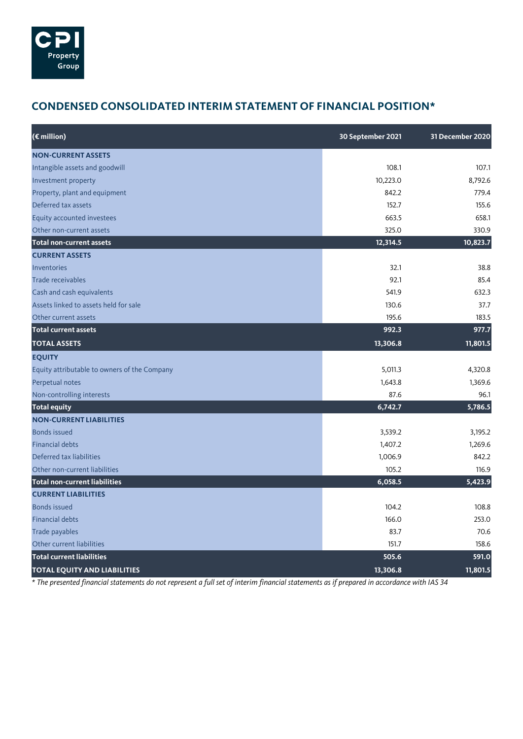## CONDENSED CONSOLIDATED INTERIM STATEMENT OF FINANCIAL POSITION*

| (€ million) | 30 September 2021 | 31 December 2020 |
|---|---|---|
| **NON-CURRENT ASSETS** | | |
| Intangible assets and goodwill | 108.1 | 107.1 |
| Investment property | 10,223.0 | 8,792.6 |
| Property, plant and equipment | 842.2 | 779.4 |
| Deferred tax assets | 152.7 | 155.6 |
| Equity accounted investees | 663.5 | 658.1 |
| Other non-current assets | 325.0 | 330.9 |
| **Total non-current assets** | **12,314.5** | **10,823.7** |
| **CURRENT ASSETS** | | |
| Inventories | 32.1 | 38.8 |
| Trade receivables | 92.1 | 85.4 |
| Cash and cash equivalents | 541.9 | 632.3 |
| Assets linked to assets held for sale | 130.6 | 37.7 |
| Other current assets | 195.6 | 183.5 |
| **Total current assets** | **992.3** | **977.7** |
| **TOTAL ASSETS** | **13,306.8** | **11,801.5** |
| **EQUITY** | | |
| Equity attributable to owners of the Company | 5,011.3 | 4,320.8 |
| Perpetual notes | 1,643.8 | 1,369.6 |
| Non-controlling interests | 87.6 | 96.1 |
| **Total equity** | **6,742.7** | **5,786.5** |
| **NON-CURRENT LIABILITIES** | | |
| Bonds issued | 3,539.2 | 3,195.2 |
| Financial debts | 1,407.2 | 1,269.6 |
| Deferred tax liabilities | 1,006.9 | 842.2 |
| Other non-current liabilities | 105.2 | 116.9 |
| **Total non-current liabilities** | **6,058.5** | **5,423.9** |
| **CURRENT LIABILITIES** | | |
| Bonds issued | 104.2 | 108.8 |
| Financial debts | 166.0 | 253.0 |
| Trade payables | 83.7 | 70.6 |
| Other current liabilities | 151.7 | 158.6 |
| **Total current liabilities** | **505.6** | **591.0** |
| **TOTAL EQUITY AND LIABILITIES** | **13,306.8** | **11,801.5** |

*\* The presented financial statements do not represent a full set of interim financial statements as if prepared in accordance with IAS 34*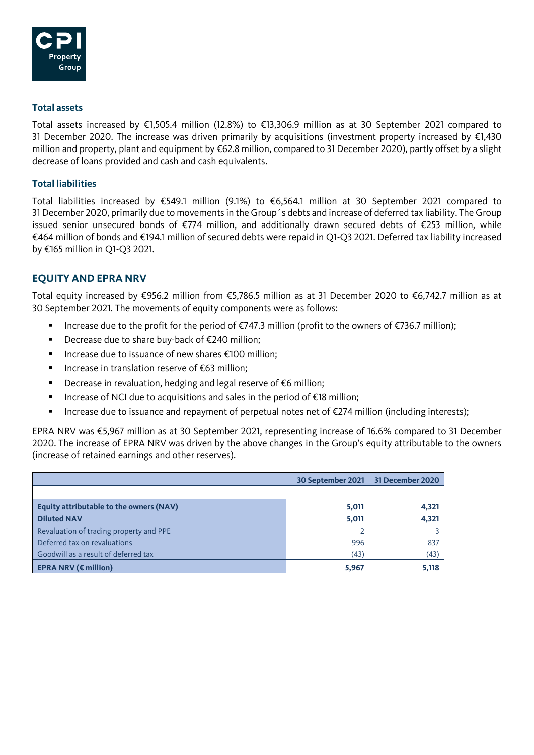### Total assets

Total assets increased by €1,505.4 million (12.8%) to €13,306.9 million as at 30 September 2021 compared to 31 December 2020. The increase was driven primarily by acquisitions (investment property increased by €1,430 million and property, plant and equipment by €62.8 million, compared to 31 December 2020), partly offset by a slight decrease of loans provided and cash and cash equivalents.

### Total liabilities

Total liabilities increased by €549.1 million (9.1%) to €6,564.1 million at 30 September 2021 compared to 31 December 2020, primarily due to movements in the Group´s debts and increase of deferred tax liability. The Group issued senior unsecured bonds of €774 million, and additionally drawn secured debts of €253 million, while €464 million of bonds and €194.1 million of secured debts were repaid in Q1-Q3 2021. Deferred tax liability increased by €165 million in Q1-Q3 2021.

## EQUITY AND EPRA NRV

Total equity increased by €956.2 million from €5,786.5 million as at 31 December 2020 to €6,742.7 million as at 30 September 2021. The movements of equity components were as follows:

- Increase due to the profit for the period of €747.3 million (profit to the owners of €736.7 million);
- Decrease due to share buy-back of €240 million;
- Increase due to issuance of new shares €100 million;
- Increase in translation reserve of €63 million;
- Decrease in revaluation, hedging and legal reserve of €6 million;
- Increase of NCI due to acquisitions and sales in the period of €18 million;
- Increase due to issuance and repayment of perpetual notes net of €274 million (including interests);

EPRA NRV was €5,967 million as at 30 September 2021, representing increase of 16.6% compared to 31 December 2020. The increase of EPRA NRV was driven by the above changes in the Group's equity attributable to the owners (increase of retained earnings and other reserves).

| | 30 September 2021 | 31 December 2020 |
|---|---|---|
| **Equity attributable to the owners (NAV)** | **5,011** | **4,321** |
| **Diluted NAV** | **5,011** | **4,321** |
| Revaluation of trading property and PPE | 2 | 3 |
| Deferred tax on revaluations | 996 | 837 |
| Goodwill as a result of deferred tax | (43) | (43) |
| **EPRA NRV (€ million)** | **5,967** | **5,118** |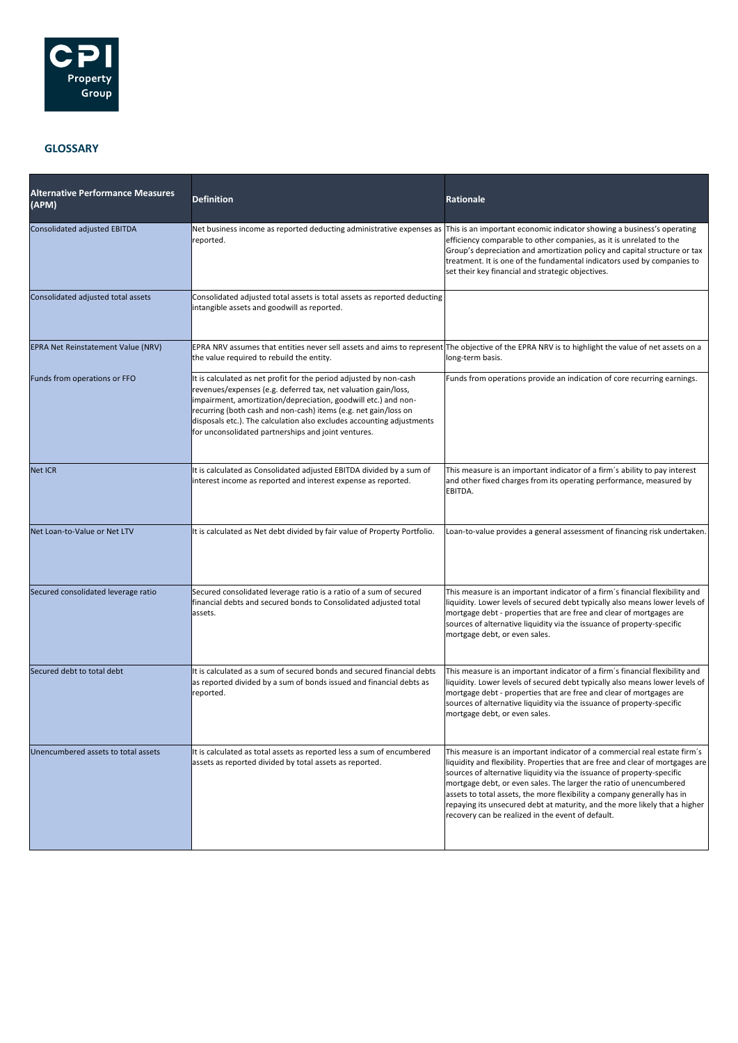## GLOSSARY

| Alternative Performance Measures (APM) | Definition | Rationale |
|---|---|---|
| Consolidated adjusted EBITDA | Net business income as reported deducting administrative expenses as reported. | This is an important economic indicator showing a business's operating efficiency comparable to other companies, as it is unrelated to the Group's depreciation and amortization policy and capital structure or tax treatment. It is one of the fundamental indicators used by companies to set their key financial and strategic objectives. |
| Consolidated adjusted total assets | Consolidated adjusted total assets is total assets as reported deducting intangible assets and goodwill as reported. | |
| EPRA Net Reinstatement Value (NRV) | EPRA NRV assumes that entities never sell assets and aims to represent the value required to rebuild the entity. | The objective of the EPRA NRV is to highlight the value of net assets on a long-term basis. |
| Funds from operations or FFO | It is calculated as net profit for the period adjusted by non-cash revenues/expenses (e.g. deferred tax, net valuation gain/loss, impairment, amortization/depreciation, goodwill etc.) and non-recurring (both cash and non-cash) items (e.g. net gain/loss on disposals etc.). The calculation also excludes accounting adjustments for unconsolidated partnerships and joint ventures. | Funds from operations provide an indication of core recurring earnings. |
| Net ICR | It is calculated as Consolidated adjusted EBITDA divided by a sum of interest income as reported and interest expense as reported. | This measure is an important indicator of a firm´s ability to pay interest and other fixed charges from its operating performance, measured by EBITDA. |
| Net Loan-to-Value or Net LTV | It is calculated as Net debt divided by fair value of Property Portfolio. | Loan-to-value provides a general assessment of financing risk undertaken. |
| Secured consolidated leverage ratio | Secured consolidated leverage ratio is a ratio of a sum of secured financial debts and secured bonds to Consolidated adjusted total assets. | This measure is an important indicator of a firm´s financial flexibility and liquidity. Lower levels of secured debt typically also means lower levels of mortgage debt - properties that are free and clear of mortgages are sources of alternative liquidity via the issuance of property-specific mortgage debt, or even sales. |
| Secured debt to total debt | It is calculated as a sum of secured bonds and secured financial debts as reported divided by a sum of bonds issued and financial debts as reported. | This measure is an important indicator of a firm´s financial flexibility and liquidity. Lower levels of secured debt typically also means lower levels of mortgage debt - properties that are free and clear of mortgages are sources of alternative liquidity via the issuance of property-specific mortgage debt, or even sales. |
| Unencumbered assets to total assets | It is calculated as total assets as reported less a sum of encumbered assets as reported divided by total assets as reported. | This measure is an important indicator of a commercial real estate firm´s liquidity and flexibility. Properties that are free and clear of mortgages are sources of alternative liquidity via the issuance of property-specific mortgage debt, or even sales. The larger the ratio of unencumbered assets to total assets, the more flexibility a company generally has in repaying its unsecured debt at maturity, and the more likely that a higher recovery can be realized in the event of default. |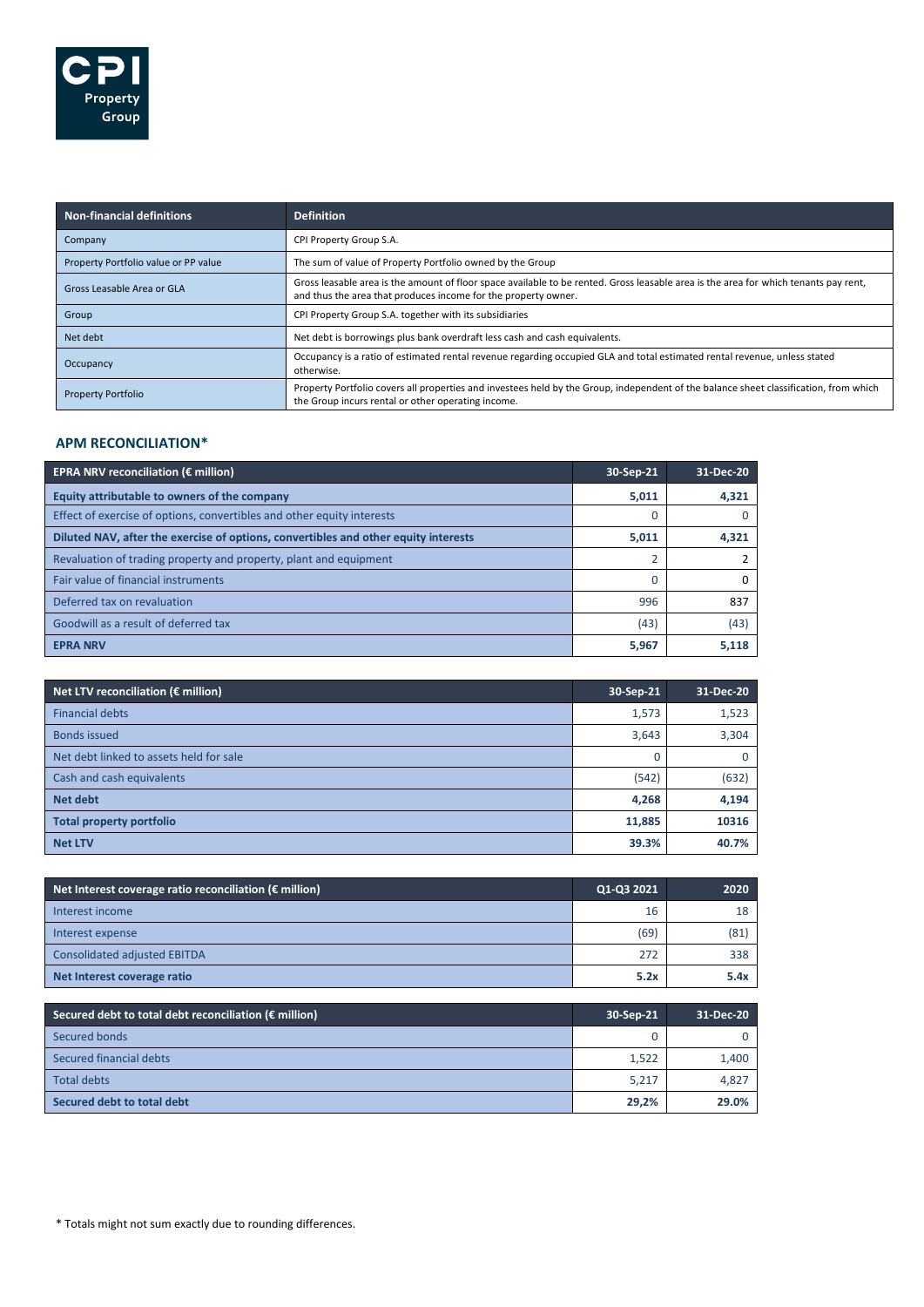| Non-financial definitions | Definition |
|---|---|
| Company | CPI Property Group S.A. |
| Property Portfolio value or PP value | The sum of value of Property Portfolio owned by the Group |
| Gross Leasable Area or GLA | Gross leasable area is the amount of floor space available to be rented. Gross leasable area is the area for which tenants pay rent, and thus the area that produces income for the property owner. |
| Group | CPI Property Group S.A. together with its subsidiaries |
| Net debt | Net debt is borrowings plus bank overdraft less cash and cash equivalents. |
| Occupancy | Occupancy is a ratio of estimated rental revenue regarding occupied GLA and total estimated rental revenue, unless stated otherwise. |
| Property Portfolio | Property Portfolio covers all properties and investees held by the Group, independent of the balance sheet classification, from which the Group incurs rental or other operating income. |

## APM RECONCILIATION*

| EPRA NRV reconciliation (€ million) | 30-Sep-21 | 31-Dec-20 |
|---|---|---|
| **Equity attributable to owners of the company** | **5,011** | **4,321** |
| Effect of exercise of options, convertibles and other equity interests | 0 | 0 |
| **Diluted NAV, after the exercise of options, convertibles and other equity interests** | **5,011** | **4,321** |
| Revaluation of trading property and property, plant and equipment | 2 | 2 |
| Fair value of financial instruments | 0 | 0 |
| Deferred tax on revaluation | 996 | 837 |
| Goodwill as a result of deferred tax | (43) | (43) |
| **EPRA NRV** | **5,967** | **5,118** |

| Net LTV reconciliation (€ million) | 30-Sep-21 | 31-Dec-20 |
|---|---|---|
| Financial debts | 1,573 | 1,523 |
| Bonds issued | 3,643 | 3,304 |
| Net debt linked to assets held for sale | 0 | 0 |
| Cash and cash equivalents | (542) | (632) |
| **Net debt** | **4,268** | **4,194** |
| **Total property portfolio** | **11,885** | **10316** |
| **Net LTV** | **39.3%** | **40.7%** |

| Net Interest coverage ratio reconciliation (€ million) | Q1-Q3 2021 | 2020 |
|---|---|---|
| Interest income | 16 | 18 |
| Interest expense | (69) | (81) |
| Consolidated adjusted EBITDA | 272 | 338 |
| **Net Interest coverage ratio** | **5.2x** | **5.4x** |

| Secured debt to total debt reconciliation (€ million) | 30-Sep-21 | 31-Dec-20 |
|---|---|---|
| Secured bonds | 0 | 0 |
| Secured financial debts | 1,522 | 1,400 |
| Total debts | 5,217 | 4,827 |
| **Secured debt to total debt** | **29,2%** | **29.0%** |

\* Totals might not sum exactly due to rounding differences.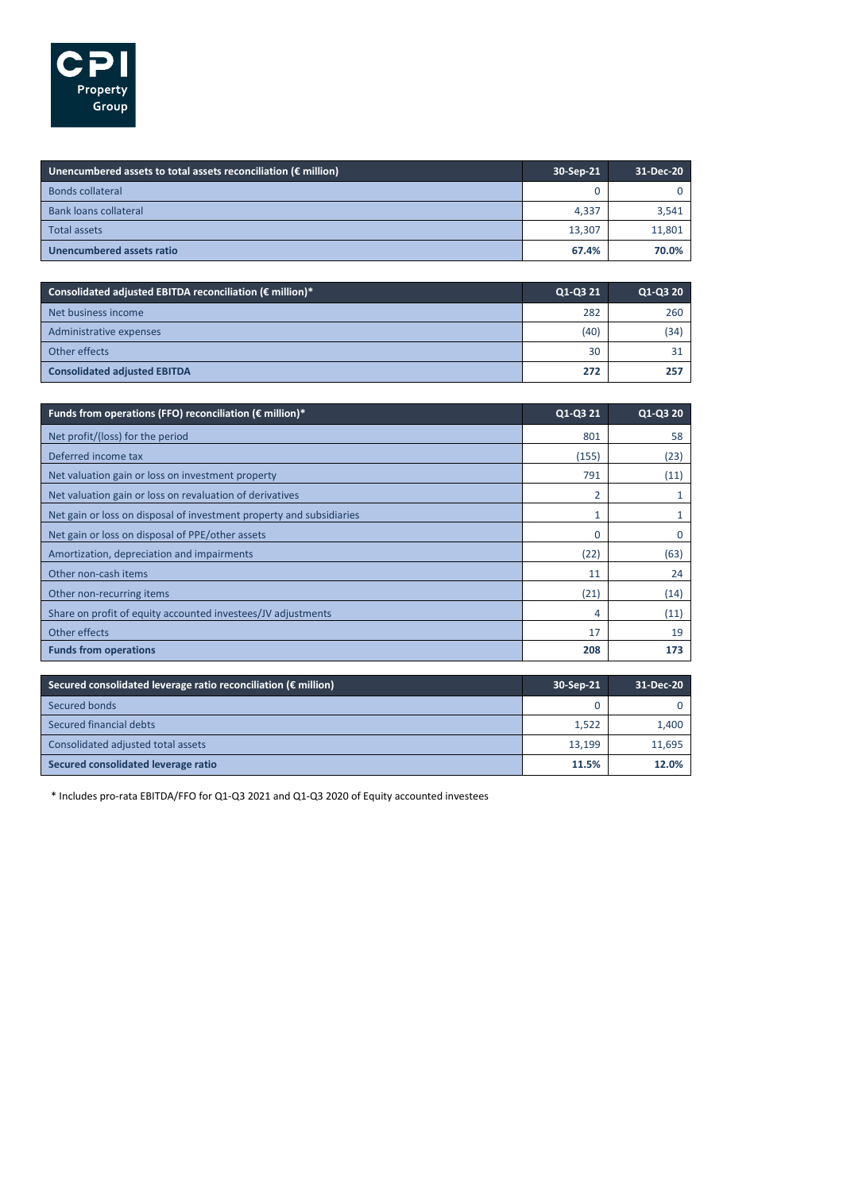| Unencumbered assets to total assets reconciliation (€ million) | 30-Sep-21 | 31-Dec-20 |
|---|---|---|
| Bonds collateral | 0 | 0 |
| Bank loans collateral | 4,337 | 3,541 |
| Total assets | 13,307 | 11,801 |
| **Unencumbered assets ratio** | **67.4%** | **70.0%** |

| Consolidated adjusted EBITDA reconciliation (€ million)* | Q1-Q3 21 | Q1-Q3 20 |
|---|---|---|
| Net business income | 282 | 260 |
| Administrative expenses | (40) | (34) |
| Other effects | 30 | 31 |
| **Consolidated adjusted EBITDA** | **272** | **257** |

| Funds from operations (FFO) reconciliation (€ million)* | Q1-Q3 21 | Q1-Q3 20 |
|---|---|---|
| Net profit/(loss) for the period | 801 | 58 |
| Deferred income tax | (155) | (23) |
| Net valuation gain or loss on investment property | 791 | (11) |
| Net valuation gain or loss on revaluation of derivatives | 2 | 1 |
| Net gain or loss on disposal of investment property and subsidiaries | 1 | 1 |
| Net gain or loss on disposal of PPE/other assets | 0 | 0 |
| Amortization, depreciation and impairments | (22) | (63) |
| Other non-cash items | 11 | 24 |
| Other non-recurring items | (21) | (14) |
| Share on profit of equity accounted investees/JV adjustments | 4 | (11) |
| Other effects | 17 | 19 |
| **Funds from operations** | **208** | **173** |

| Secured consolidated leverage ratio reconciliation (€ million) | 30-Sep-21 | 31-Dec-20 |
|---|---|---|
| Secured bonds | 0 | 0 |
| Secured financial debts | 1,522 | 1,400 |
| Consolidated adjusted total assets | 13,199 | 11,695 |
| **Secured consolidated leverage ratio** | **11.5%** | **12.0%** |

\* Includes pro-rata EBITDA/FFO for Q1-Q3 2021 and Q1-Q3 2020 of Equity accounted investees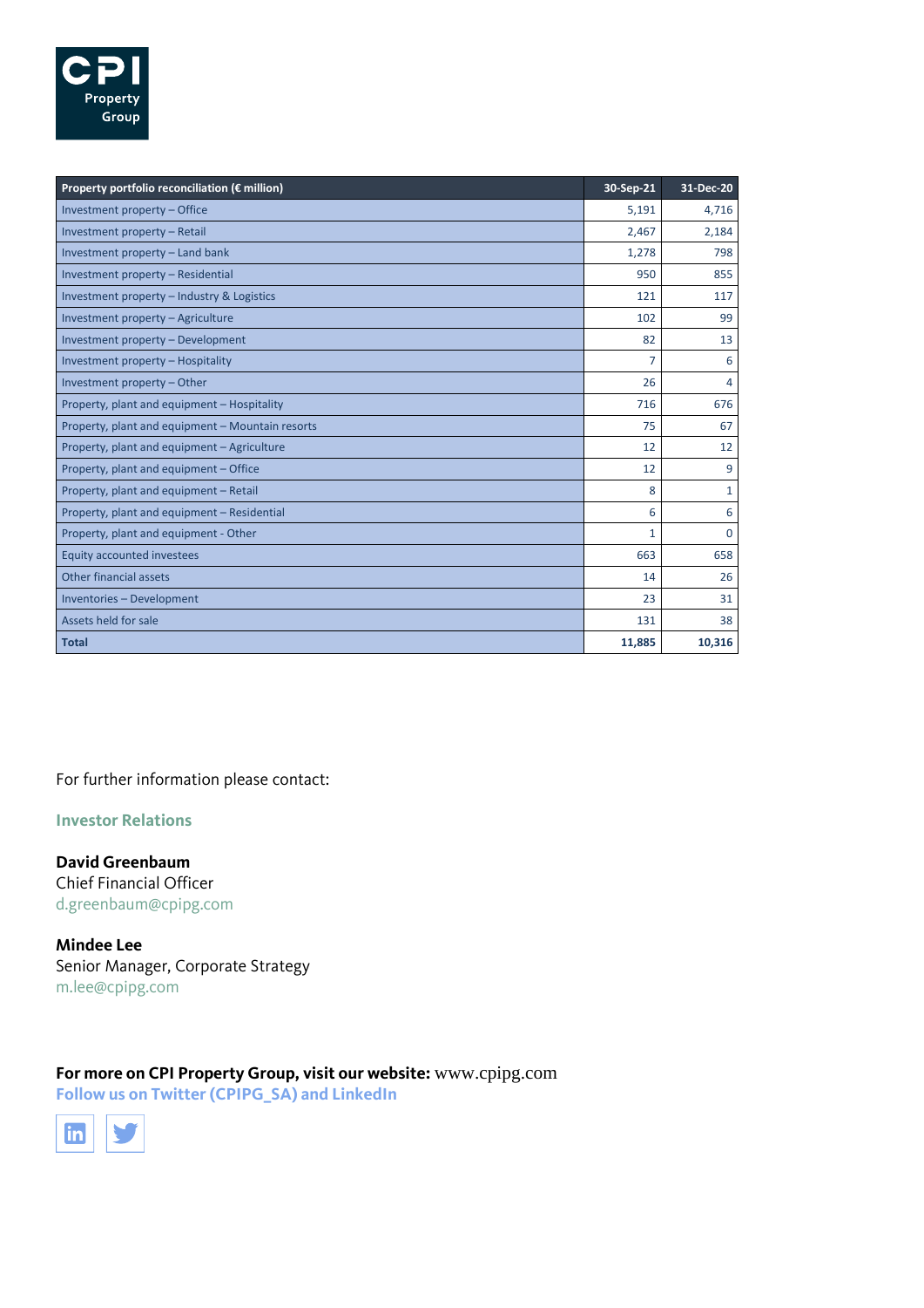| Property portfolio reconciliation (€ million) | 30-Sep-21 | 31-Dec-20 |
|---|---|---|
| Investment property – Office | 5,191 | 4,716 |
| Investment property – Retail | 2,467 | 2,184 |
| Investment property – Land bank | 1,278 | 798 |
| Investment property – Residential | 950 | 855 |
| Investment property – Industry & Logistics | 121 | 117 |
| Investment property – Agriculture | 102 | 99 |
| Investment property – Development | 82 | 13 |
| Investment property – Hospitality | 7 | 6 |
| Investment property – Other | 26 | 4 |
| Property, plant and equipment – Hospitality | 716 | 676 |
| Property, plant and equipment – Mountain resorts | 75 | 67 |
| Property, plant and equipment – Agriculture | 12 | 12 |
| Property, plant and equipment – Office | 12 | 9 |
| Property, plant and equipment – Retail | 8 | 1 |
| Property, plant and equipment – Residential | 6 | 6 |
| Property, plant and equipment - Other | 1 | 0 |
| Equity accounted investees | 663 | 658 |
| Other financial assets | 14 | 26 |
| Inventories – Development | 23 | 31 |
| Assets held for sale | 131 | 38 |
| **Total** | **11,885** | **10,316** |

For further information please contact:

**Investor Relations**

**David Greenbaum**
Chief Financial Officer
d.greenbaum@cpipg.com

**Mindee Lee**
Senior Manager, Corporate Strategy
m.lee@cpipg.com

**For more on CPI Property Group, visit our website:** www.cpipg.com
**Follow us on Twitter (CPIPG_SA) and LinkedIn**